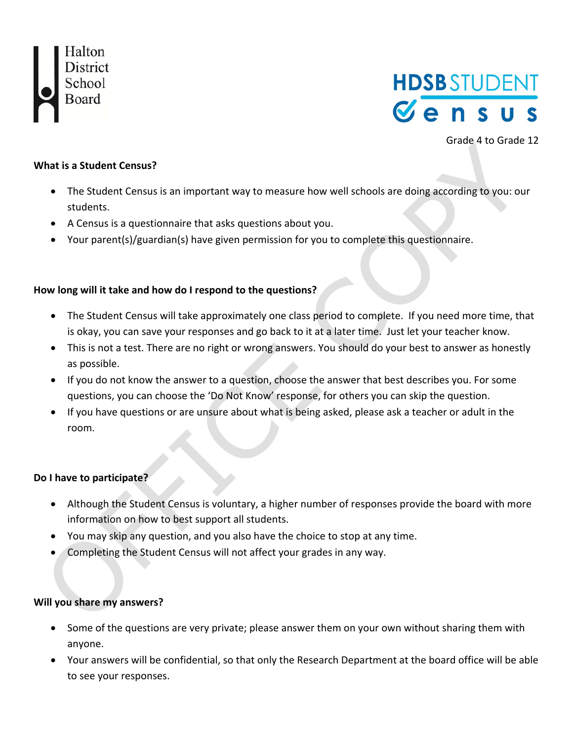Halton District School Board

HDSB STUDENT Census

Grade 4 to Grade 12

**What is a Student Census?**

- The Student Census is an important way to measure how well schools are doing according to you: our students.
- A Census is a questionnaire that asks questions about you.
- Your parent(s)/guardian(s) have given permission for you to complete this questionnaire.

**How long will it take and how do I respond to the questions?**

- The Student Census will take approximately one class period to complete. If you need more time, that is okay, you can save your responses and go back to it at a later time. Just let your teacher know.
- This is not a test. There are no right or wrong answers. You should do your best to answer as honestly as possible.
- If you do not know the answer to a question, choose the answer that best describes you. For some questions, you can choose the 'Do Not Know' response, for others you can skip the question.
- If you have questions or are unsure about what is being asked, please ask a teacher or adult in the room.

**Do I have to participate?**

- Although the Student Census is voluntary, a higher number of responses provide the board with more information on how to best support all students.
- You may skip any question, and you also have the choice to stop at any time.
- Completing the Student Census will not affect your grades in any way.

**Will you share my answers?**

- Some of the questions are very private; please answer them on your own without sharing them with anyone.
- Your answers will be confidential, so that only the Research Department at the board office will be able to see your responses.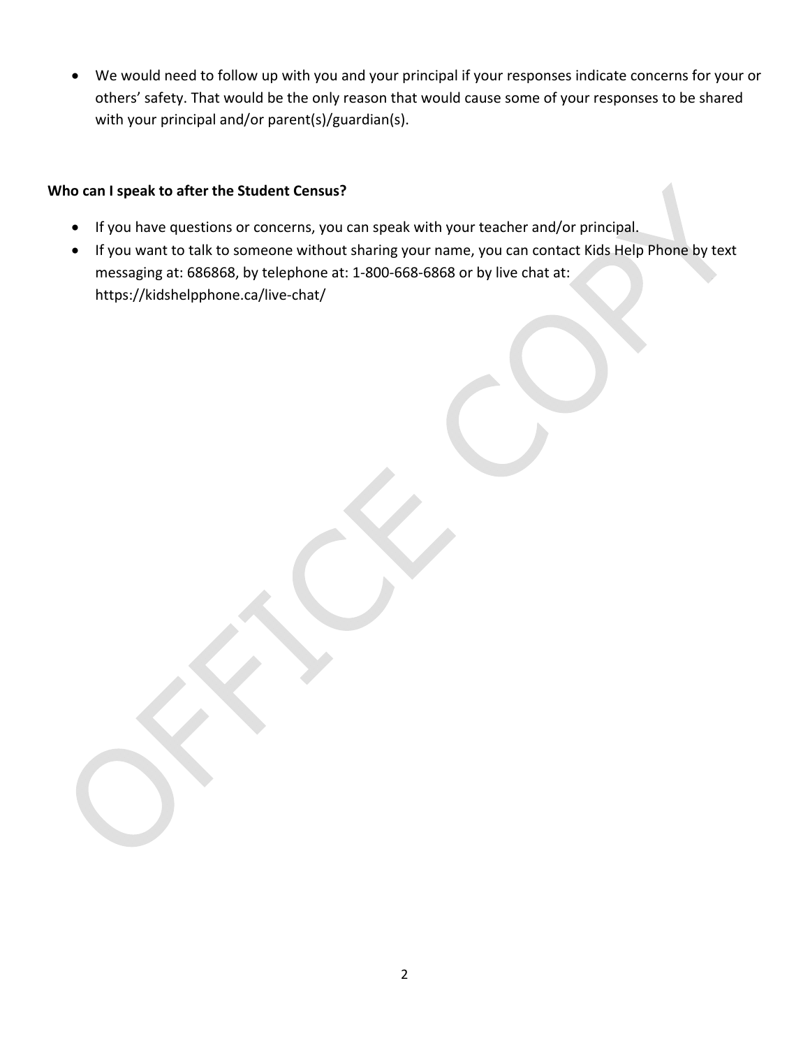- We would need to follow up with you and your principal if your responses indicate concerns for your or others' safety. That would be the only reason that would cause some of your responses to be shared with your principal and/or parent(s)/guardian(s).

**Who can I speak to after the Student Census?**

- If you have questions or concerns, you can speak with your teacher and/or principal.
- If you want to talk to someone without sharing your name, you can contact Kids Help Phone by text messaging at: 686868, by telephone at: 1-800-668-6868 or by live chat at: https://kidshelpphone.ca/live-chat/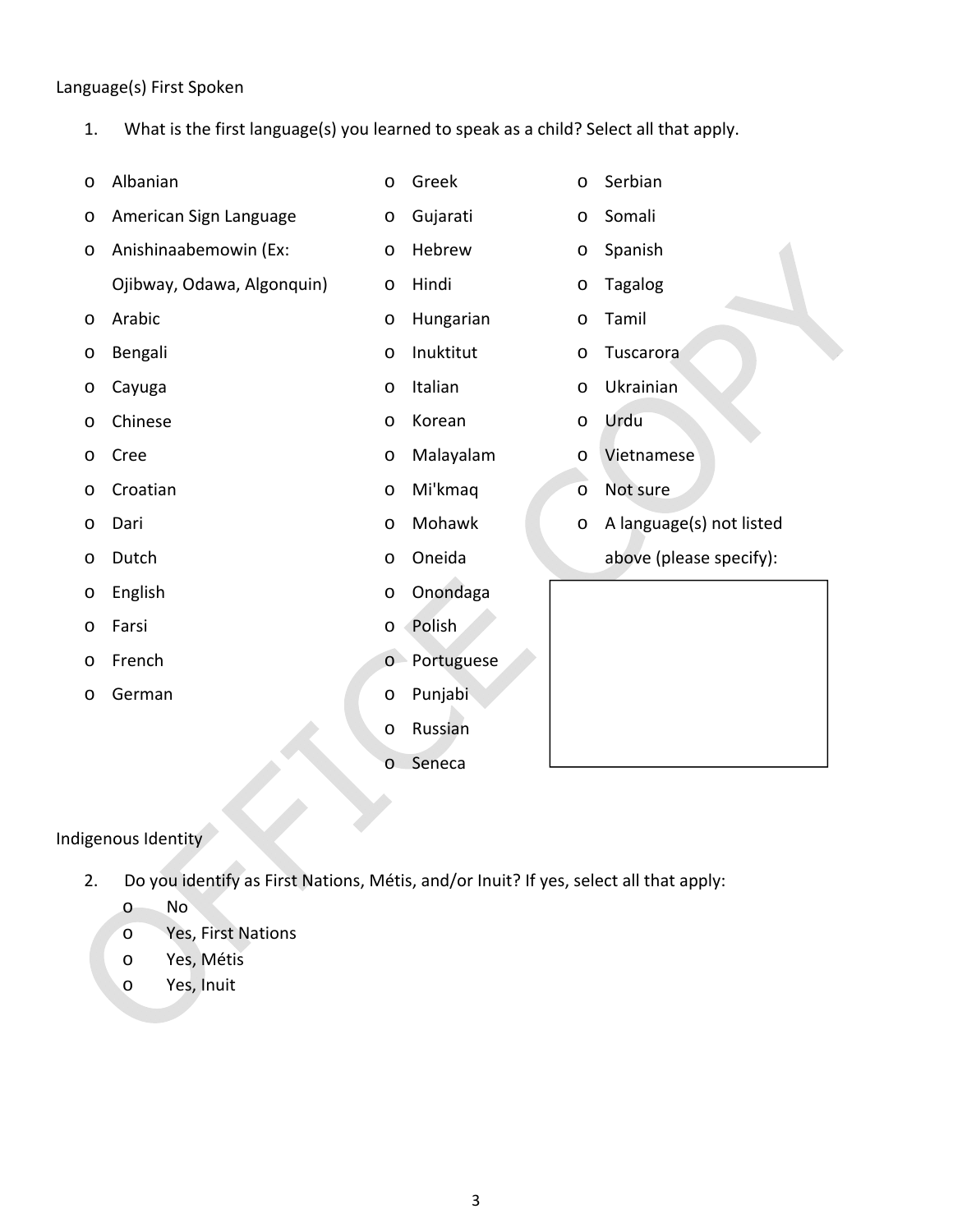Language(s) First Spoken

1. What is the first language(s) you learned to speak as a child? Select all that apply.

- Albanian
- American Sign Language
- Anishinaabemowin (Ex: Ojibway, Odawa, Algonquin)
- Arabic
- Bengali
- Cayuga
- Chinese
- Cree
- Croatian
- Dari
- Dutch
- English
- Farsi
- French
- German
- Greek
- Gujarati
- Hebrew
- Hindi
- Hungarian
- Inuktitut
- Italian
- Korean
- Malayalam
- Mi'kmaq
- Mohawk
- Oneida
- Onondaga
- Polish
- Portuguese
- Punjabi
- Russian
- Seneca
- Serbian
- Somali
- Spanish
- Tagalog
- Tamil
- Tuscarora
- Ukrainian
- Urdu
- Vietnamese
- Not sure
- A language(s) not listed above (please specify):

Indigenous Identity

2. Do you identify as First Nations, Métis, and/or Inuit? If yes, select all that apply:
   - No
   - Yes, First Nations
   - Yes, Métis
   - Yes, Inuit

OFFICE COPY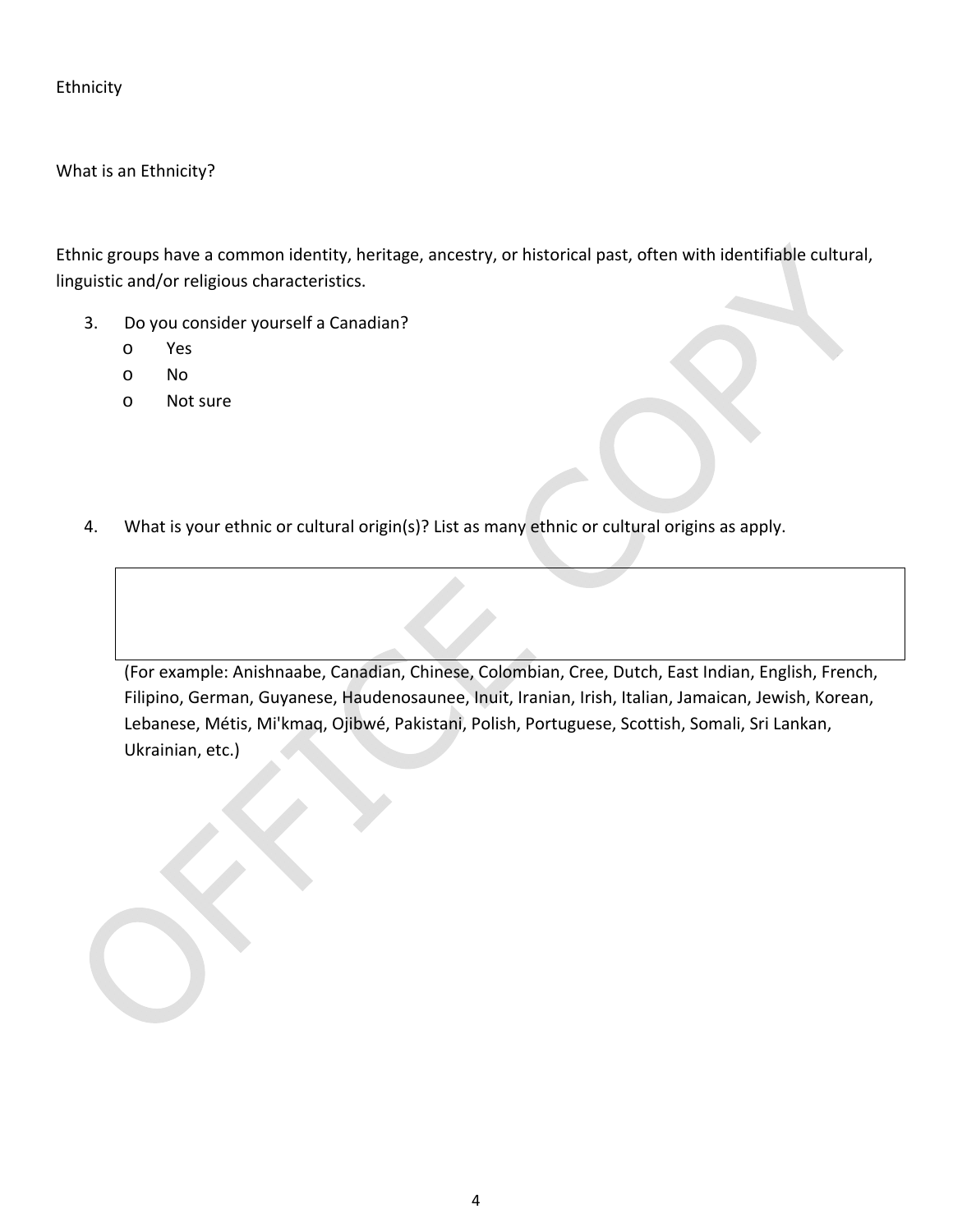Ethnicity

What is an Ethnicity?

Ethnic groups have a common identity, heritage, ancestry, or historical past, often with identifiable cultural, linguistic and/or religious characteristics.

3. Do you consider yourself a Canadian?
   - o Yes
   - o No
   - o Not sure

4. What is your ethnic or cultural origin(s)? List as many ethnic or cultural origins as apply.

|  |
|---|
|  |

(For example: Anishnaabe, Canadian, Chinese, Colombian, Cree, Dutch, East Indian, English, French, Filipino, German, Guyanese, Haudenosaunee, Inuit, Iranian, Irish, Italian, Jamaican, Jewish, Korean, Lebanese, Métis, Mi'kmaq, Ojibwé, Pakistani, Polish, Portuguese, Scottish, Somali, Sri Lankan, Ukrainian, etc.)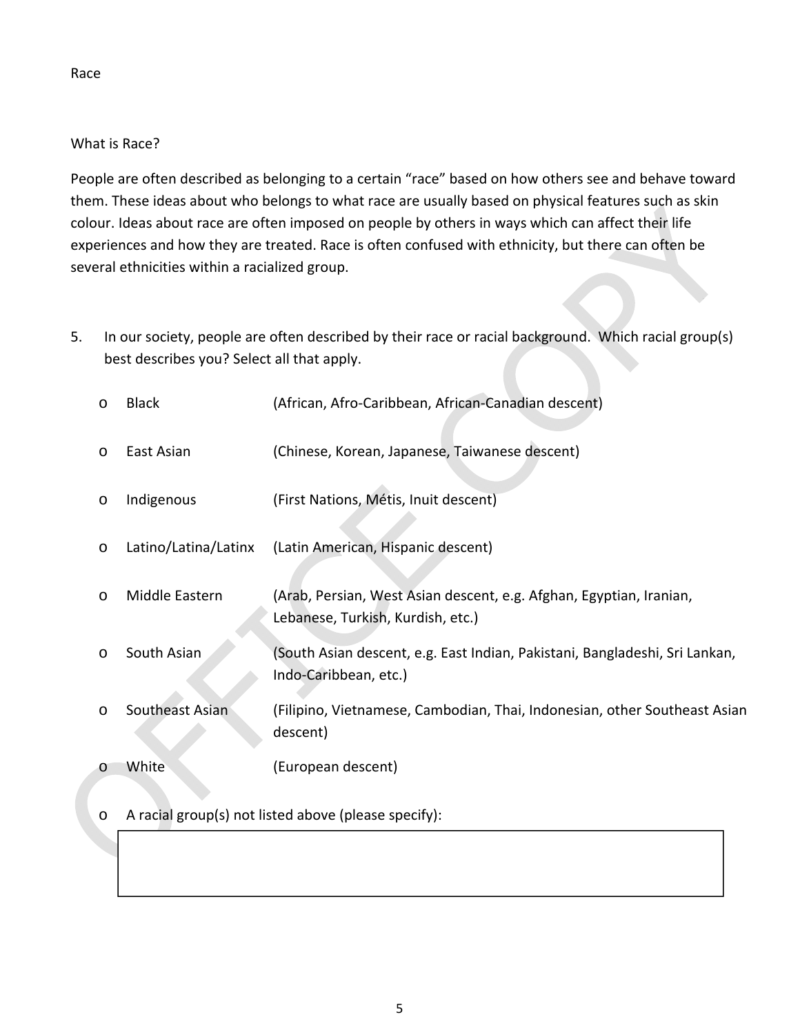## Race

### What is Race?

People are often described as belonging to a certain "race" based on how others see and behave toward them. These ideas about who belongs to what race are usually based on physical features such as skin colour. Ideas about race are often imposed on people by others in ways which can affect their life experiences and how they are treated. Race is often confused with ethnicity, but there can often be several ethnicities within a racialized group.

5. In our society, people are often described by their race or racial background. Which racial group(s) best describes you? Select all that apply.

   - Black (African, Afro-Caribbean, African-Canadian descent)
   - East Asian (Chinese, Korean, Japanese, Taiwanese descent)
   - Indigenous (First Nations, Métis, Inuit descent)
   - Latino/Latina/Latinx (Latin American, Hispanic descent)
   - Middle Eastern (Arab, Persian, West Asian descent, e.g. Afghan, Egyptian, Iranian, Lebanese, Turkish, Kurdish, etc.)
   - South Asian (South Asian descent, e.g. East Indian, Pakistani, Bangladeshi, Sri Lankan, Indo-Caribbean, etc.)
   - Southeast Asian (Filipino, Vietnamese, Cambodian, Thai, Indonesian, other Southeast Asian descent)
   - White (European descent)
   - A racial group(s) not listed above (please specify):

| |
|---|
| |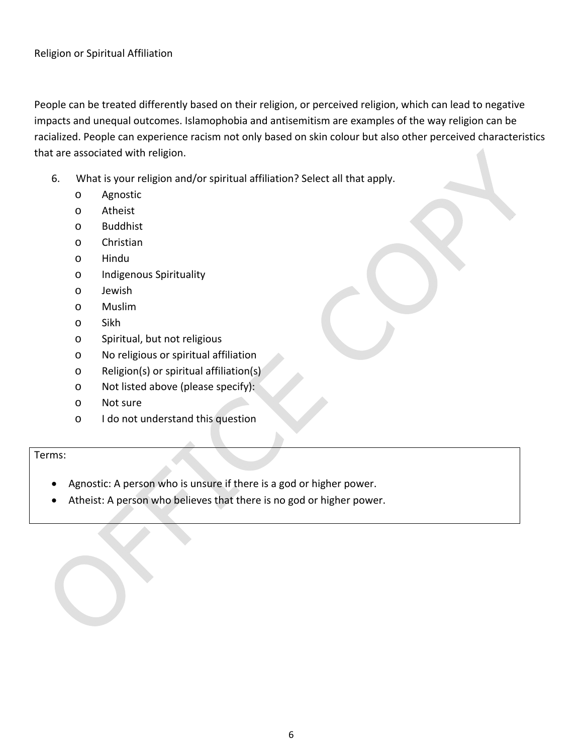Religion or Spiritual Affiliation

People can be treated differently based on their religion, or perceived religion, which can lead to negative impacts and unequal outcomes. Islamophobia and antisemitism are examples of the way religion can be racialized. People can experience racism not only based on skin colour but also other perceived characteristics that are associated with religion.

6. What is your religion and/or spiritual affiliation? Select all that apply.
   - Agnostic
   - Atheist
   - Buddhist
   - Christian
   - Hindu
   - Indigenous Spirituality
   - Jewish
   - Muslim
   - Sikh
   - Spiritual, but not religious
   - No religious or spiritual affiliation
   - Religion(s) or spiritual affiliation(s)
   - Not listed above (please specify):
   - Not sure
   - I do not understand this question

Terms:

- Agnostic: A person who is unsure if there is a god or higher power.
- Atheist: A person who believes that there is no god or higher power.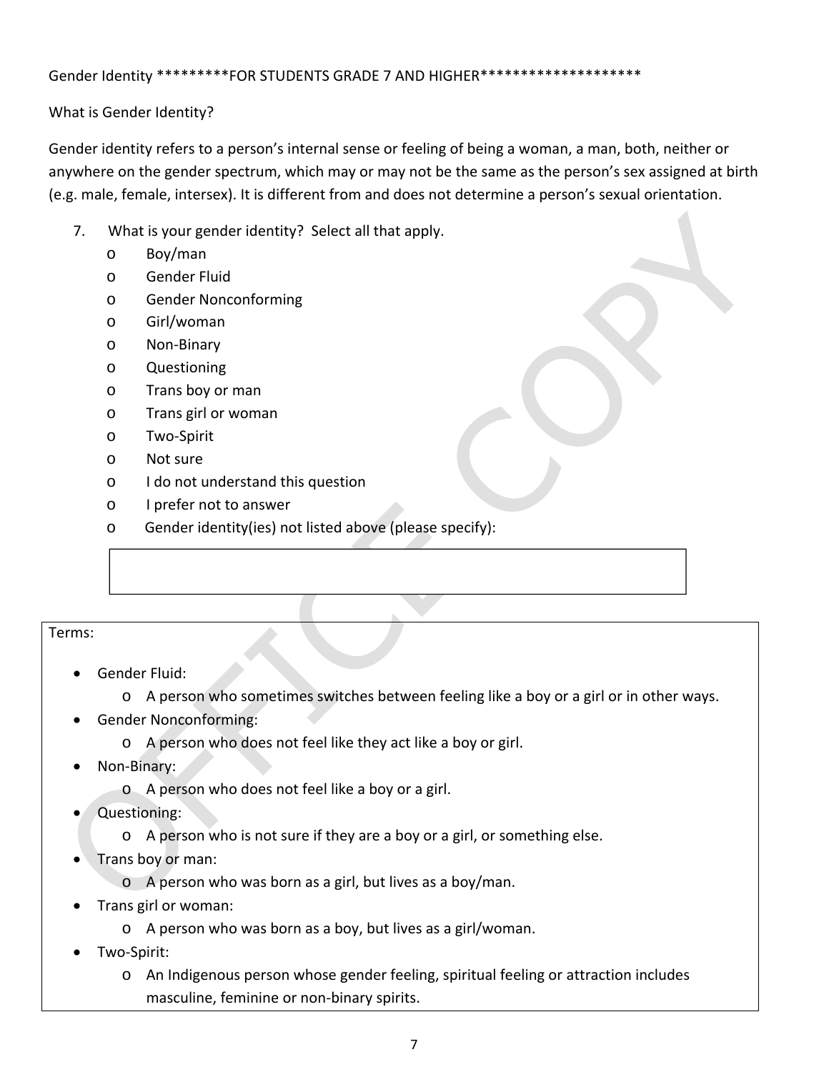Gender Identity *********FOR STUDENTS GRADE 7 AND HIGHER********************

What is Gender Identity?

Gender identity refers to a person's internal sense or feeling of being a woman, a man, both, neither or anywhere on the gender spectrum, which may or may not be the same as the person's sex assigned at birth (e.g. male, female, intersex). It is different from and does not determine a person's sexual orientation.

7. What is your gender identity? Select all that apply.
   - Boy/man
   - Gender Fluid
   - Gender Nonconforming
   - Girl/woman
   - Non-Binary
   - Questioning
   - Trans boy or man
   - Trans girl or woman
   - Two-Spirit
   - Not sure
   - I do not understand this question
   - I prefer not to answer
   - Gender identity(ies) not listed above (please specify):

Terms:

- Gender Fluid:
  - A person who sometimes switches between feeling like a boy or a girl or in other ways.
- Gender Nonconforming:
  - A person who does not feel like they act like a boy or girl.
- Non-Binary:
  - A person who does not feel like a boy or a girl.
- Questioning:
  - A person who is not sure if they are a boy or a girl, or something else.
- Trans boy or man:
  - A person who was born as a girl, but lives as a boy/man.
- Trans girl or woman:
  - A person who was born as a boy, but lives as a girl/woman.
- Two-Spirit:
  - An Indigenous person whose gender feeling, spiritual feeling or attraction includes masculine, feminine or non-binary spirits.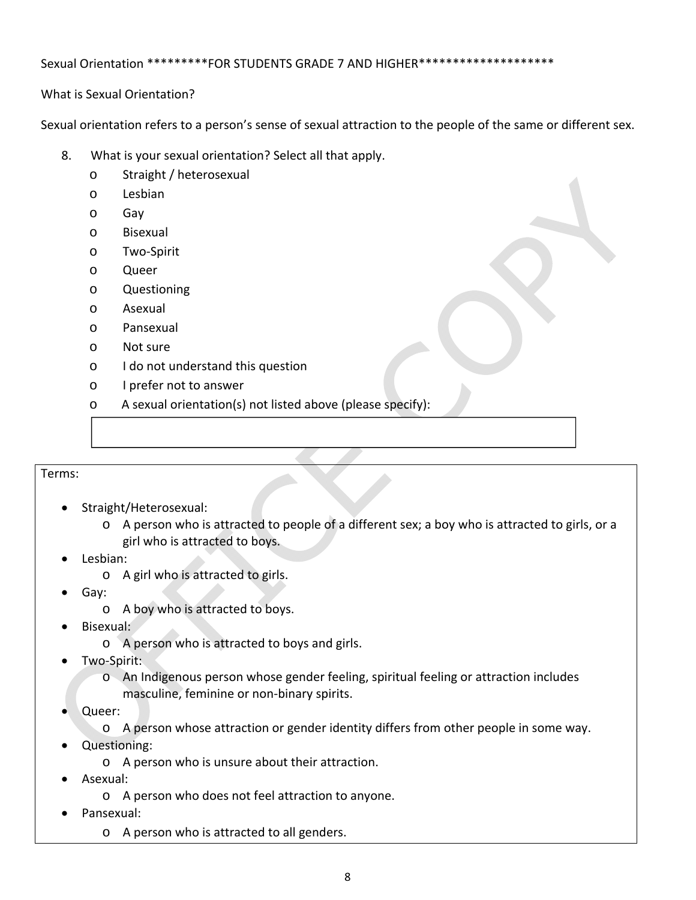Sexual Orientation *********FOR STUDENTS GRADE 7 AND HIGHER********************

What is Sexual Orientation?

Sexual orientation refers to a person's sense of sexual attraction to the people of the same or different sex.

8. What is your sexual orientation? Select all that apply.
   - o Straight / heterosexual
   - o Lesbian
   - o Gay
   - o Bisexual
   - o Two-Spirit
   - o Queer
   - o Questioning
   - o Asexual
   - o Pansexual
   - o Not sure
   - o I do not understand this question
   - o I prefer not to answer
   - o A sexual orientation(s) not listed above (please specify):

   [ ]

Terms:

- Straight/Heterosexual:
  - A person who is attracted to people of a different sex; a boy who is attracted to girls, or a girl who is attracted to boys.
- Lesbian:
  - A girl who is attracted to girls.
- Gay:
  - A boy who is attracted to boys.
- Bisexual:
  - A person who is attracted to boys and girls.
- Two-Spirit:
  - An Indigenous person whose gender feeling, spiritual feeling or attraction includes masculine, feminine or non-binary spirits.
- Queer:
  - A person whose attraction or gender identity differs from other people in some way.
- Questioning:
  - A person who is unsure about their attraction.
- Asexual:
  - A person who does not feel attraction to anyone.
- Pansexual:
  - A person who is attracted to all genders.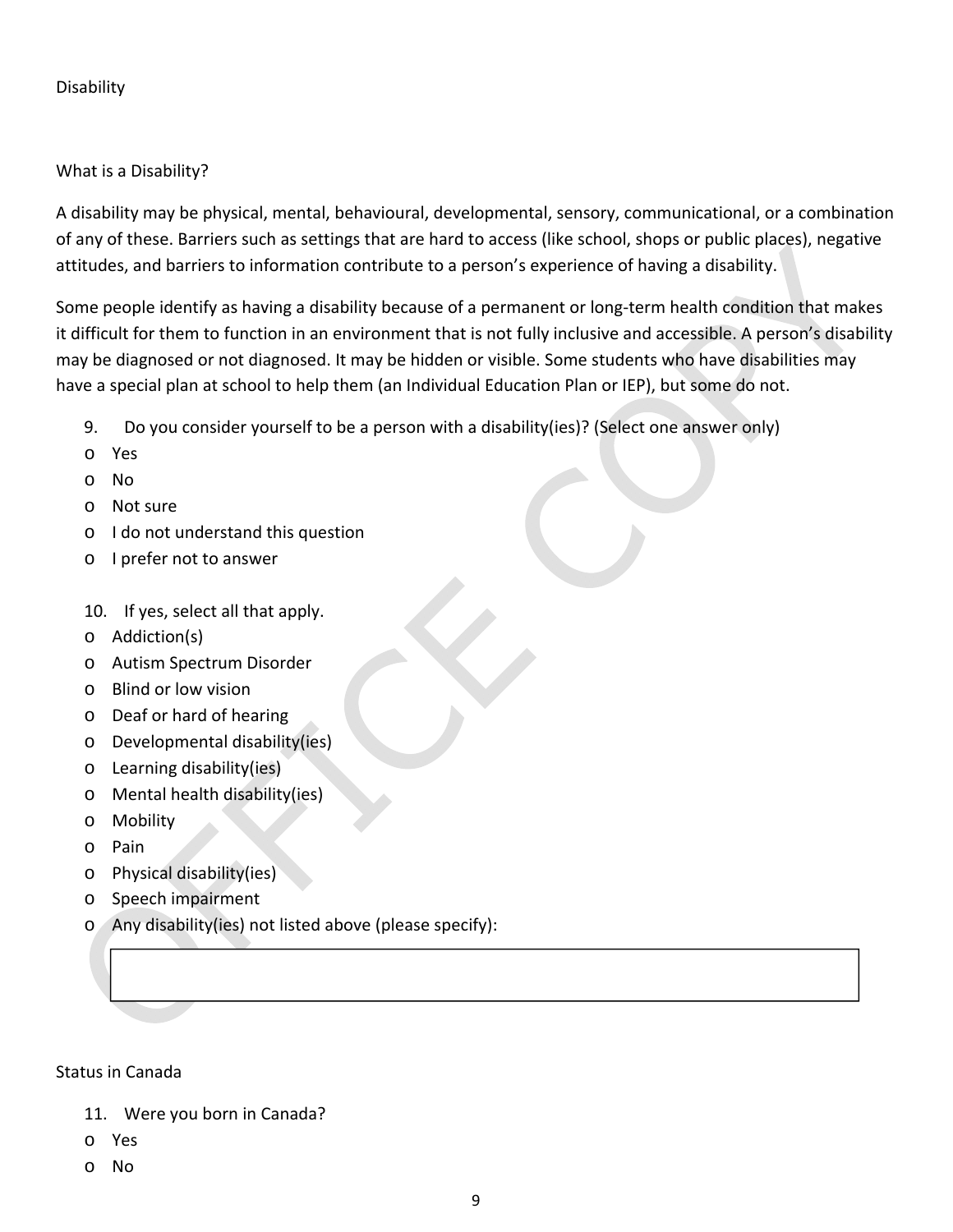## Disability

### What is a Disability?

A disability may be physical, mental, behavioural, developmental, sensory, communicational, or a combination of any of these. Barriers such as settings that are hard to access (like school, shops or public places), negative attitudes, and barriers to information contribute to a person's experience of having a disability.

Some people identify as having a disability because of a permanent or long-term health condition that makes it difficult for them to function in an environment that is not fully inclusive and accessible. A person's disability may be diagnosed or not diagnosed. It may be hidden or visible. Some students who have disabilities may have a special plan at school to help them (an Individual Education Plan or IEP), but some do not.

9. Do you consider yourself to be a person with a disability(ies)? (Select one answer only)

- o Yes
- o No
- o Not sure
- o I do not understand this question
- o I prefer not to answer

10. If yes, select all that apply.

- o Addiction(s)
- o Autism Spectrum Disorder
- o Blind or low vision
- o Deaf or hard of hearing
- o Developmental disability(ies)
- o Learning disability(ies)
- o Mental health disability(ies)
- o Mobility
- o Pain
- o Physical disability(ies)
- o Speech impairment
- o Any disability(ies) not listed above (please specify):

| |
|---|
| |

## Status in Canada

11. Were you born in Canada?

- o Yes
- o No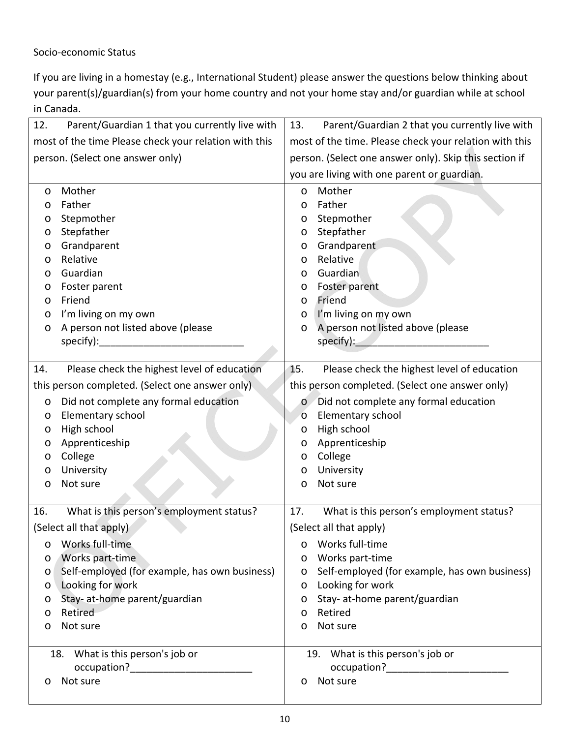Socio-economic Status

If you are living in a homestay (e.g., International Student) please answer the questions below thinking about your parent(s)/guardian(s) from your home country and not your home stay and/or guardian while at school in Canada.

| 12. Parent/Guardian 1 that you currently live with most of the time Please check your relation with this person. (Select one answer only) | 13. Parent/Guardian 2 that you currently live with most of the time. Please check your relation with this person. (Select one answer only). Skip this section if you are living with one parent or guardian. |
|---|---|
| o Mother<br>o Father<br>o Stepmother<br>o Stepfather<br>o Grandparent<br>o Relative<br>o Guardian<br>o Foster parent<br>o Friend<br>o I'm living on my own<br>o A person not listed above (please specify):__________________________ | o Mother<br>o Father<br>o Stepmother<br>o Stepfather<br>o Grandparent<br>o Relative<br>o Guardian<br>o Foster parent<br>o Friend<br>o I'm living on my own<br>o A person not listed above (please specify):_________________________ |
| 14. Please check the highest level of education this person completed. (Select one answer only)<br>o Did not complete any formal education<br>o Elementary school<br>o High school<br>o Apprenticeship<br>o College<br>o University<br>o Not sure | 15. Please check the highest level of education this person completed. (Select one answer only)<br>o Did not complete any formal education<br>o Elementary school<br>o High school<br>o Apprenticeship<br>o College<br>o University<br>o Not sure |
| 16. What is this person's employment status? (Select all that apply)<br>o Works full-time<br>o Works part-time<br>o Self-employed (for example, has own business)<br>o Looking for work<br>o Stay- at-home parent/guardian<br>o Retired<br>o Not sure | 17. What is this person's employment status? (Select all that apply)<br>o Works full-time<br>o Works part-time<br>o Self-employed (for example, has own business)<br>o Looking for work<br>o Stay- at-home parent/guardian<br>o Retired<br>o Not sure |
| 18. What is this person's job or occupation?______________________<br>o Not sure | 19. What is this person's job or occupation?______________________<br>o Not sure |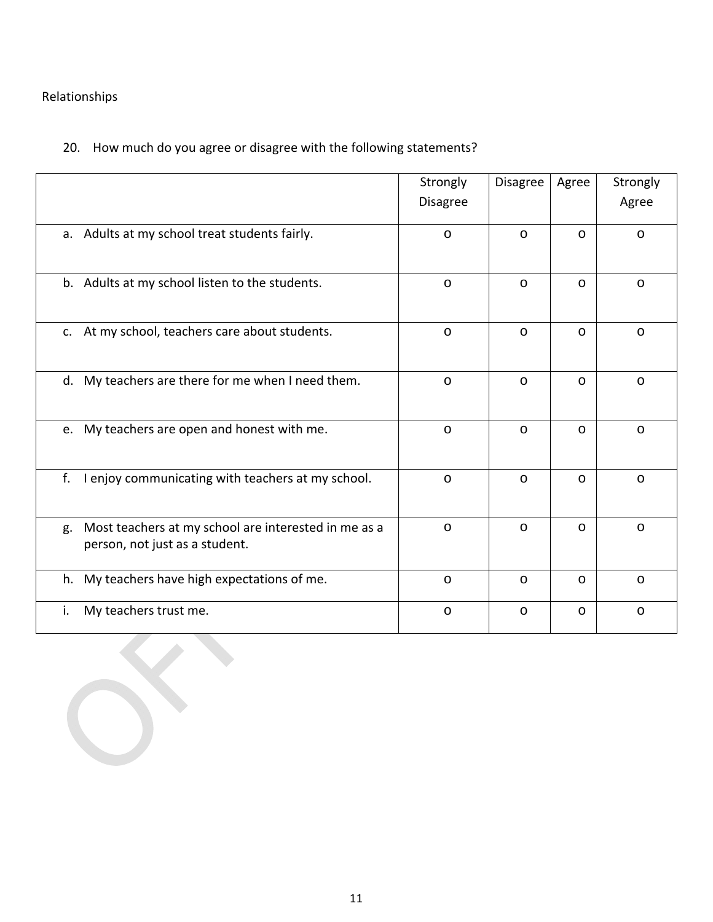Relationships

20. How much do you agree or disagree with the following statements?

| | Strongly Disagree | Disagree | Agree | Strongly Agree |
|---|---|---|---|---|
| a. Adults at my school treat students fairly. | o | o | o | o |
| b. Adults at my school listen to the students. | o | o | o | o |
| c. At my school, teachers care about students. | o | o | o | o |
| d. My teachers are there for me when I need them. | o | o | o | o |
| e. My teachers are open and honest with me. | o | o | o | o |
| f. I enjoy communicating with teachers at my school. | o | o | o | o |
| g. Most teachers at my school are interested in me as a person, not just as a student. | o | o | o | o |
| h. My teachers have high expectations of me. | o | o | o | o |
| i. My teachers trust me. | o | o | o | o |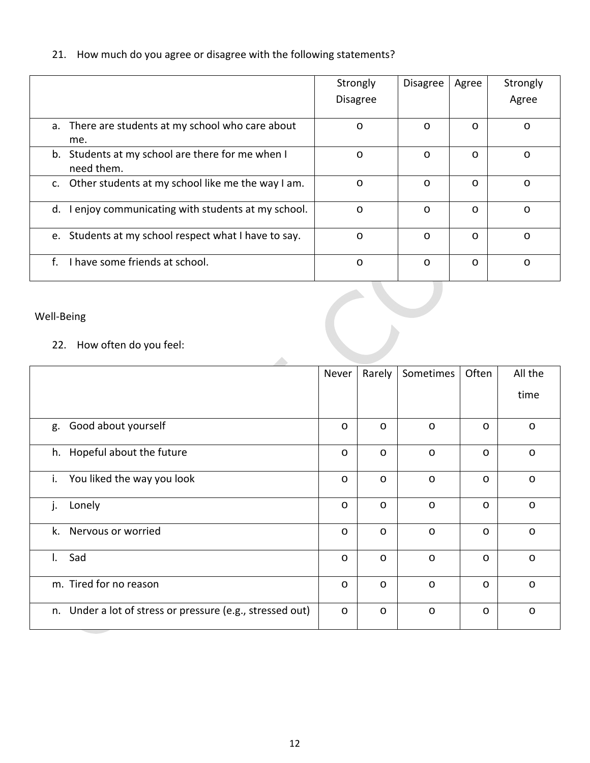21. How much do you agree or disagree with the following statements?

| | Strongly Disagree | Disagree | Agree | Strongly Agree |
|---|---|---|---|---|
| a. There are students at my school who care about me. | o | o | o | o |
| b. Students at my school are there for me when I need them. | o | o | o | o |
| c. Other students at my school like me the way I am. | o | o | o | o |
| d. I enjoy communicating with students at my school. | o | o | o | o |
| e. Students at my school respect what I have to say. | o | o | o | o |
| f. I have some friends at school. | o | o | o | o |

Well-Being

22. How often do you feel:

| | Never | Rarely | Sometimes | Often | All the time |
|---|---|---|---|---|---|
| g. Good about yourself | o | o | o | o | o |
| h. Hopeful about the future | o | o | o | o | o |
| i. You liked the way you look | o | o | o | o | o |
| j. Lonely | o | o | o | o | o |
| k. Nervous or worried | o | o | o | o | o |
| l. Sad | o | o | o | o | o |
| m. Tired for no reason | o | o | o | o | o |
| n. Under a lot of stress or pressure (e.g., stressed out) | o | o | o | o | o |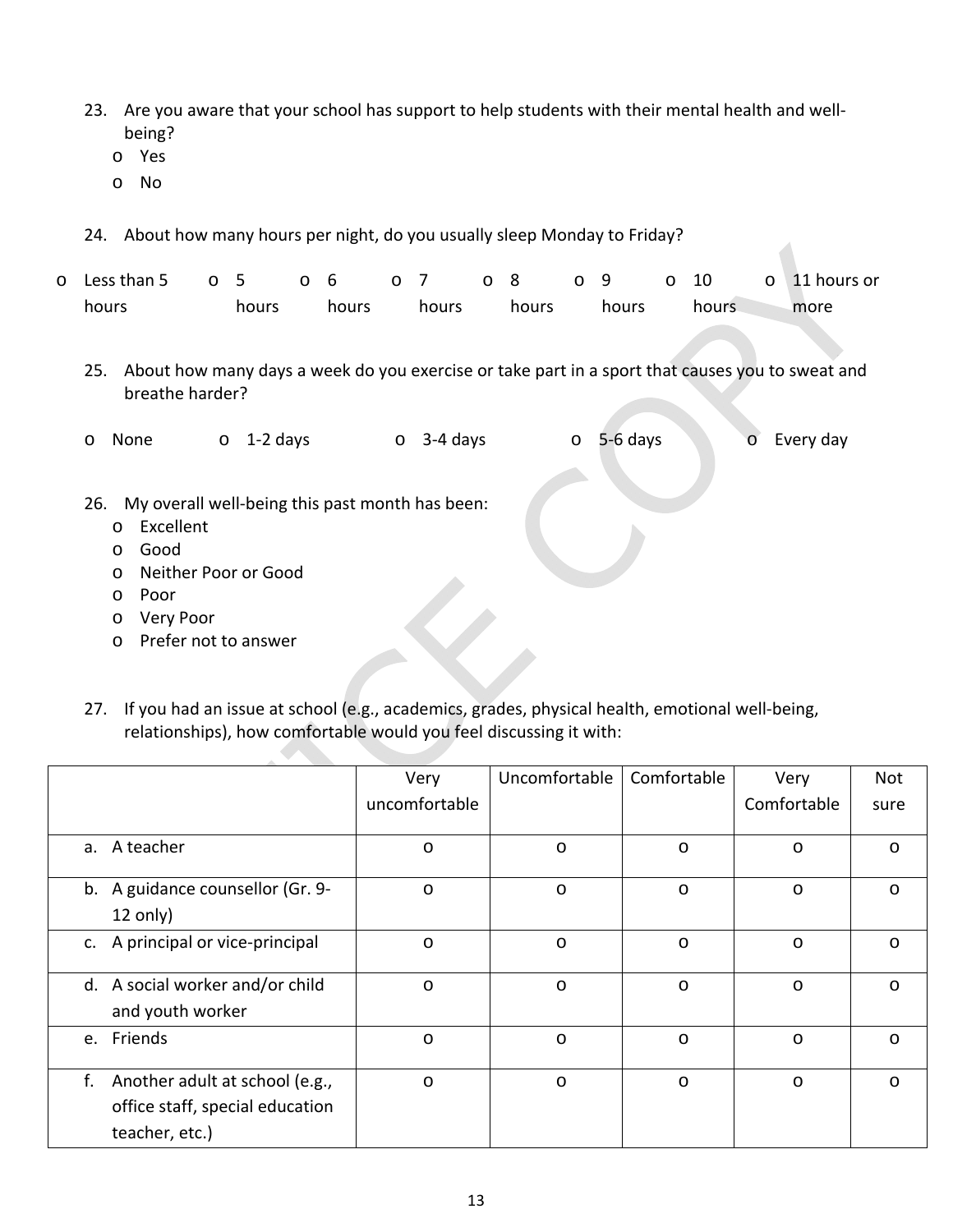23. Are you aware that your school has support to help students with their mental health and well-being?
    - Yes
    - No

24. About how many hours per night, do you usually sleep Monday to Friday?

- Less than 5 hours
- 5 hours
- 6 hours
- 7 hours
- 8 hours
- 9 hours
- 10 hours
- 11 hours or more

25. About how many days a week do you exercise or take part in a sport that causes you to sweat and breathe harder?

- None
- 1-2 days
- 3-4 days
- 5-6 days
- Every day

26. My overall well-being this past month has been:
    - Excellent
    - Good
    - Neither Poor or Good
    - Poor
    - Very Poor
    - Prefer not to answer

27. If you had an issue at school (e.g., academics, grades, physical health, emotional well-being, relationships), how comfortable would you feel discussing it with:

| | Very uncomfortable | Uncomfortable | Comfortable | Very Comfortable | Not sure |
|---|---|---|---|---|---|
| a. A teacher | o | o | o | o | o |
| b. A guidance counsellor (Gr. 9-12 only) | o | o | o | o | o |
| c. A principal or vice-principal | o | o | o | o | o |
| d. A social worker and/or child and youth worker | o | o | o | o | o |
| e. Friends | o | o | o | o | o |
| f. Another adult at school (e.g., office staff, special education teacher, etc.) | o | o | o | o | o |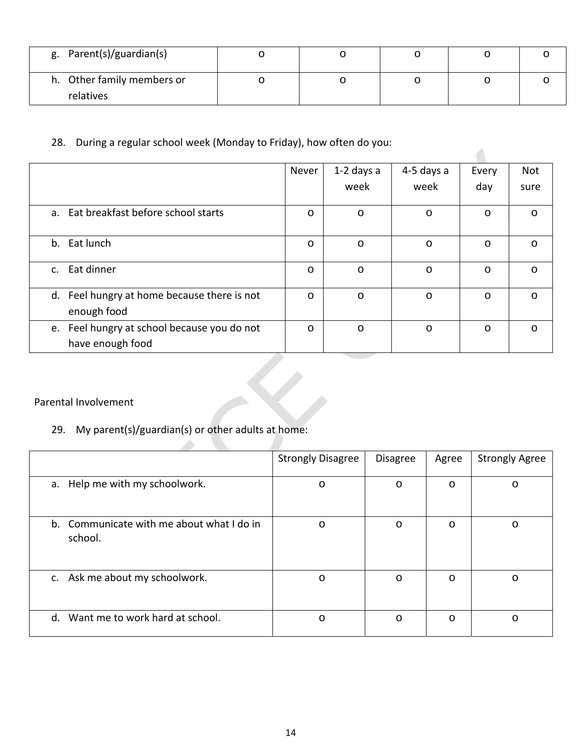| | | | | | |
|---|---|---|---|---|---|
| g. Parent(s)/guardian(s) | o | o | o | o | o |
| h. Other family members or relatives | o | o | o | o | o |

28. During a regular school week (Monday to Friday), how often do you:

| | Never | 1-2 days a week | 4-5 days a week | Every day | Not sure |
|---|---|---|---|---|---|
| a. Eat breakfast before school starts | o | o | o | o | o |
| b. Eat lunch | o | o | o | o | o |
| c. Eat dinner | o | o | o | o | o |
| d. Feel hungry at home because there is not enough food | o | o | o | o | o |
| e. Feel hungry at school because you do not have enough food | o | o | o | o | o |

Parental Involvement

29. My parent(s)/guardian(s) or other adults at home:

| | Strongly Disagree | Disagree | Agree | Strongly Agree |
|---|---|---|---|---|
| a. Help me with my schoolwork. | o | o | o | o |
| b. Communicate with me about what I do in school. | o | o | o | o |
| c. Ask me about my schoolwork. | o | o | o | o |
| d. Want me to work hard at school. | o | o | o | o |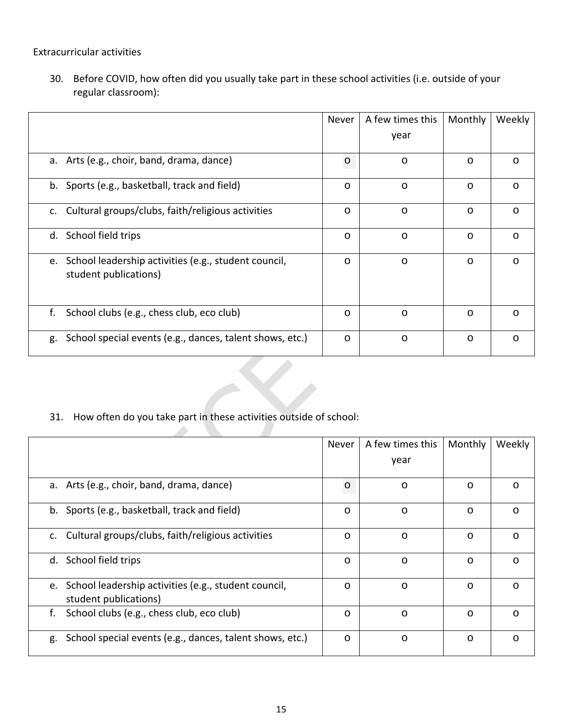Extracurricular activities

30. Before COVID, how often did you usually take part in these school activities (i.e. outside of your regular classroom):

| | Never | A few times this year | Monthly | Weekly |
|---|---|---|---|---|
| a. Arts (e.g., choir, band, drama, dance) | o | o | o | o |
| b. Sports (e.g., basketball, track and field) | o | o | o | o |
| c. Cultural groups/clubs, faith/religious activities | o | o | o | o |
| d. School field trips | o | o | o | o |
| e. School leadership activities (e.g., student council, student publications) | o | o | o | o |
| f. School clubs (e.g., chess club, eco club) | o | o | o | o |
| g. School special events (e.g., dances, talent shows, etc.) | o | o | o | o |

31. How often do you take part in these activities outside of school:

| | Never | A few times this year | Monthly | Weekly |
|---|---|---|---|---|
| a. Arts (e.g., choir, band, drama, dance) | o | o | o | o |
| b. Sports (e.g., basketball, track and field) | o | o | o | o |
| c. Cultural groups/clubs, faith/religious activities | o | o | o | o |
| d. School field trips | o | o | o | o |
| e. School leadership activities (e.g., student council, student publications) | o | o | o | o |
| f. School clubs (e.g., chess club, eco club) | o | o | o | o |
| g. School special events (e.g., dances, talent shows, etc.) | o | o | o | o |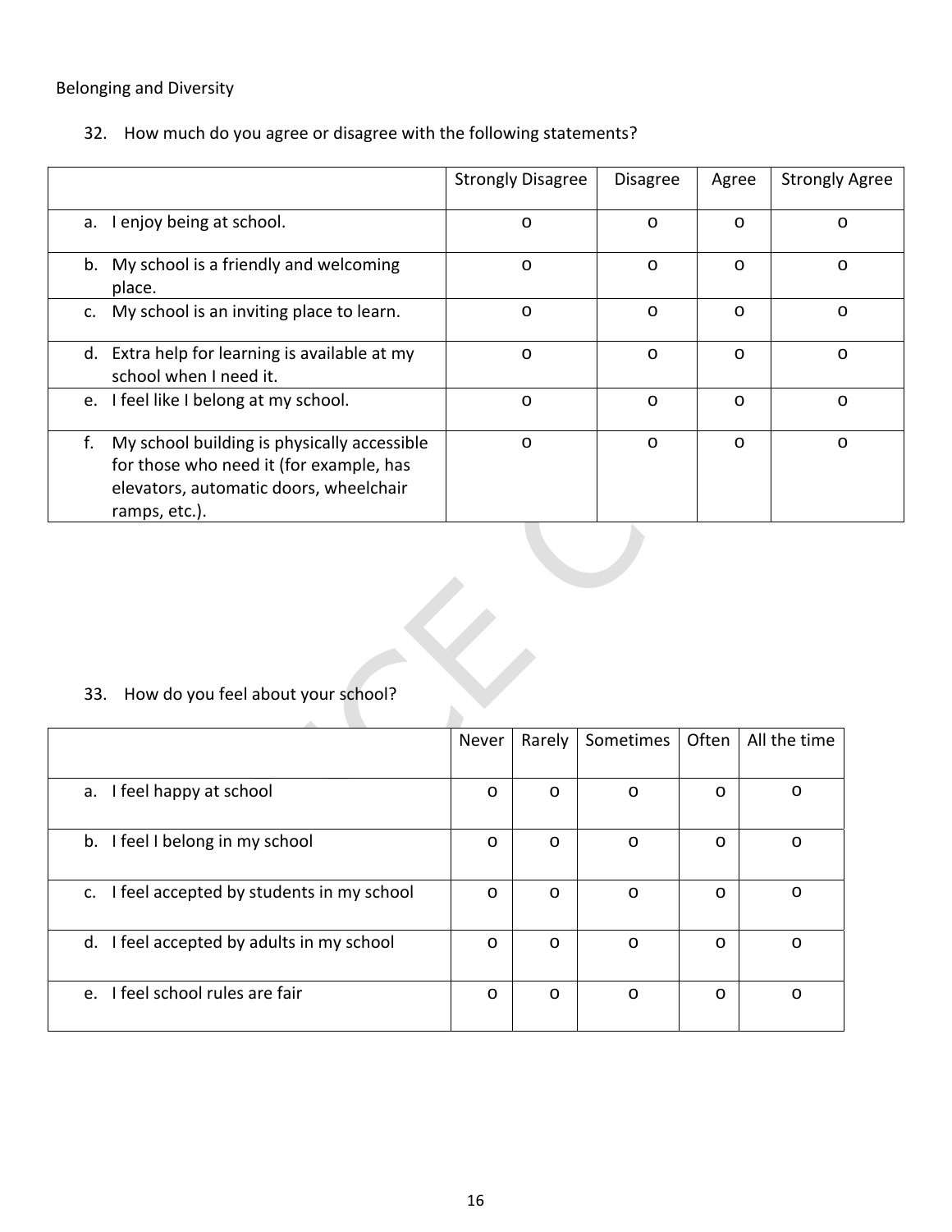Belonging and Diversity

32. How much do you agree or disagree with the following statements?

| | Strongly Disagree | Disagree | Agree | Strongly Agree |
|---|---|---|---|---|
| a. I enjoy being at school. | o | o | o | o |
| b. My school is a friendly and welcoming place. | o | o | o | o |
| c. My school is an inviting place to learn. | o | o | o | o |
| d. Extra help for learning is available at my school when I need it. | o | o | o | o |
| e. I feel like I belong at my school. | o | o | o | o |
| f. My school building is physically accessible for those who need it (for example, has elevators, automatic doors, wheelchair ramps, etc.). | o | o | o | o |

33. How do you feel about your school?

| | Never | Rarely | Sometimes | Often | All the time |
|---|---|---|---|---|---|
| a. I feel happy at school | o | o | o | o | o |
| b. I feel I belong in my school | o | o | o | o | o |
| c. I feel accepted by students in my school | o | o | o | o | o |
| d. I feel accepted by adults in my school | o | o | o | o | o |
| e. I feel school rules are fair | o | o | o | o | o |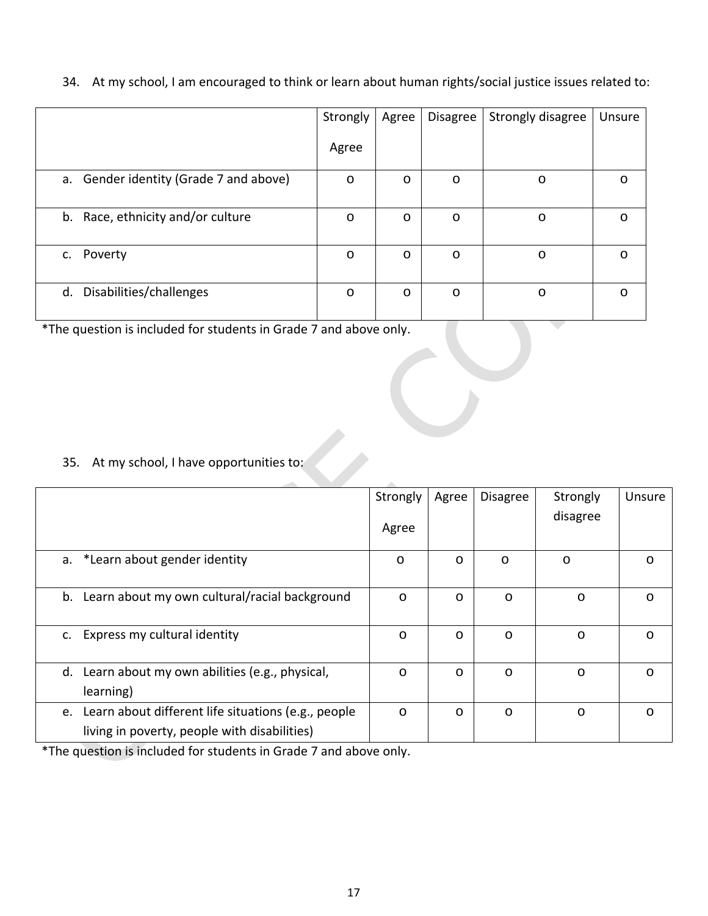34. At my school, I am encouraged to think or learn about human rights/social justice issues related to:

| | Strongly Agree | Agree | Disagree | Strongly disagree | Unsure |
|---|---|---|---|---|---|
| a. Gender identity (Grade 7 and above) | o | o | o | o | o |
| b. Race, ethnicity and/or culture | o | o | o | o | o |
| c. Poverty | o | o | o | o | o |
| d. Disabilities/challenges | o | o | o | o | o |

*The question is included for students in Grade 7 and above only.

35. At my school, I have opportunities to:

| | Strongly Agree | Agree | Disagree | Strongly disagree | Unsure |
|---|---|---|---|---|---|
| a. *Learn about gender identity | o | o | o | o | o |
| b. Learn about my own cultural/racial background | o | o | o | o | o |
| c. Express my cultural identity | o | o | o | o | o |
| d. Learn about my own abilities (e.g., physical, learning) | o | o | o | o | o |
| e. Learn about different life situations (e.g., people living in poverty, people with disabilities) | o | o | o | o | o |

*The question is included for students in Grade 7 and above only.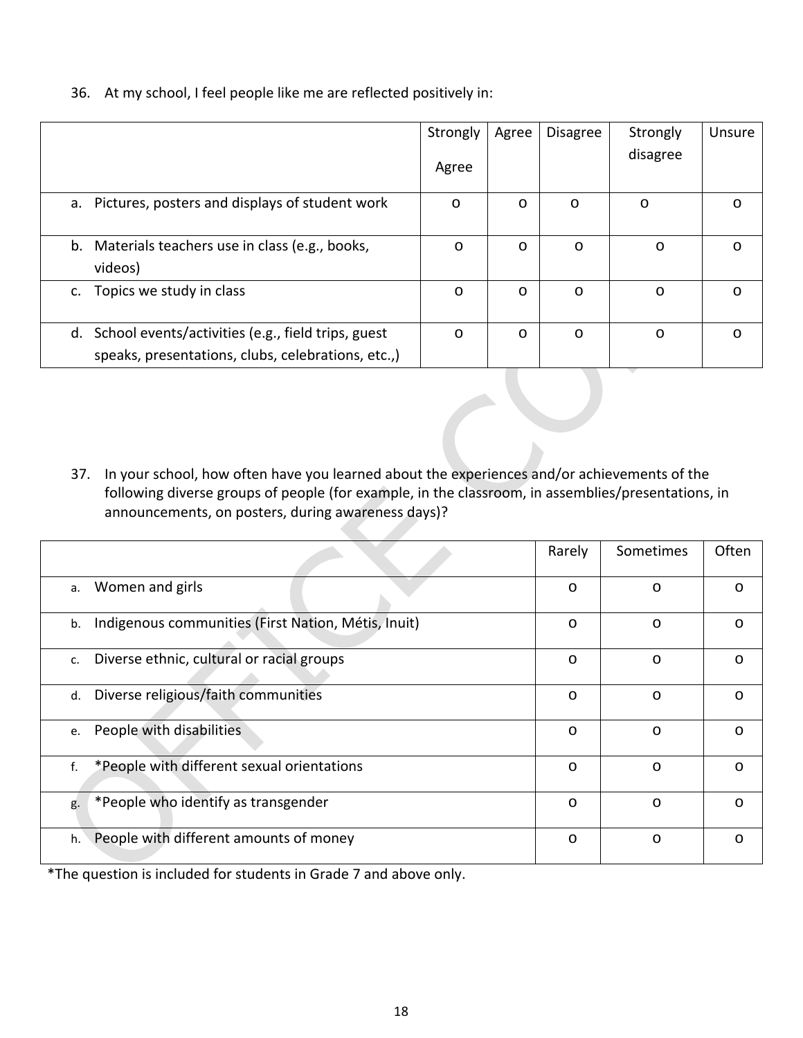36. At my school, I feel people like me are reflected positively in:

| | Strongly Agree | Agree | Disagree | Strongly disagree | Unsure |
|---|---|---|---|---|---|
| a. Pictures, posters and displays of student work | o | o | o | o | o |
| b. Materials teachers use in class (e.g., books, videos) | o | o | o | o | o |
| c. Topics we study in class | o | o | o | o | o |
| d. School events/activities (e.g., field trips, guest speaks, presentations, clubs, celebrations, etc.,) | o | o | o | o | o |

37. In your school, how often have you learned about the experiences and/or achievements of the following diverse groups of people (for example, in the classroom, in assemblies/presentations, in announcements, on posters, during awareness days)?

| | Rarely | Sometimes | Often |
|---|---|---|---|
| a. Women and girls | o | o | o |
| b. Indigenous communities (First Nation, Métis, Inuit) | o | o | o |
| c. Diverse ethnic, cultural or racial groups | o | o | o |
| d. Diverse religious/faith communities | o | o | o |
| e. People with disabilities | o | o | o |
| f. *People with different sexual orientations | o | o | o |
| g. *People who identify as transgender | o | o | o |
| h. People with different amounts of money | o | o | o |

*The question is included for students in Grade 7 and above only.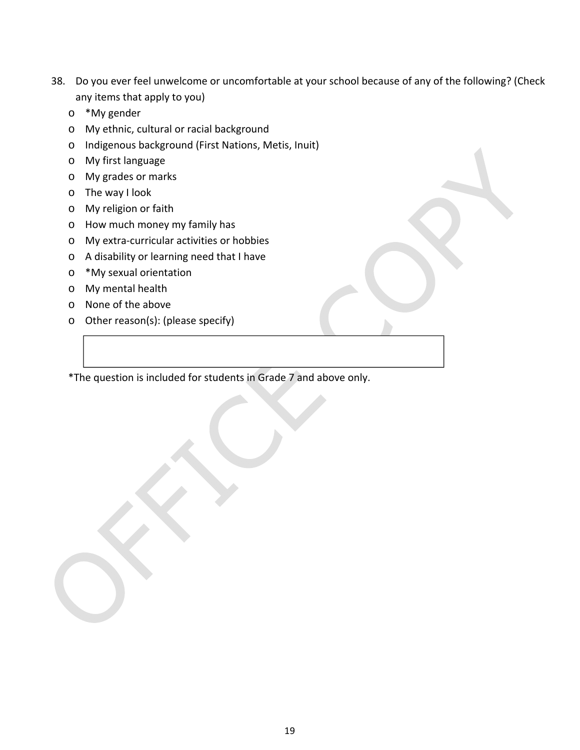38. Do you ever feel unwelcome or uncomfortable at your school because of any of the following? (Check any items that apply to you)
    - *My gender
    - My ethnic, cultural or racial background
    - Indigenous background (First Nations, Metis, Inuit)
    - My first language
    - My grades or marks
    - The way I look
    - My religion or faith
    - How much money my family has
    - My extra-curricular activities or hobbies
    - A disability or learning need that I have
    - *My sexual orientation
    - My mental health
    - None of the above
    - Other reason(s): (please specify)

*The question is included for students in Grade 7 and above only.